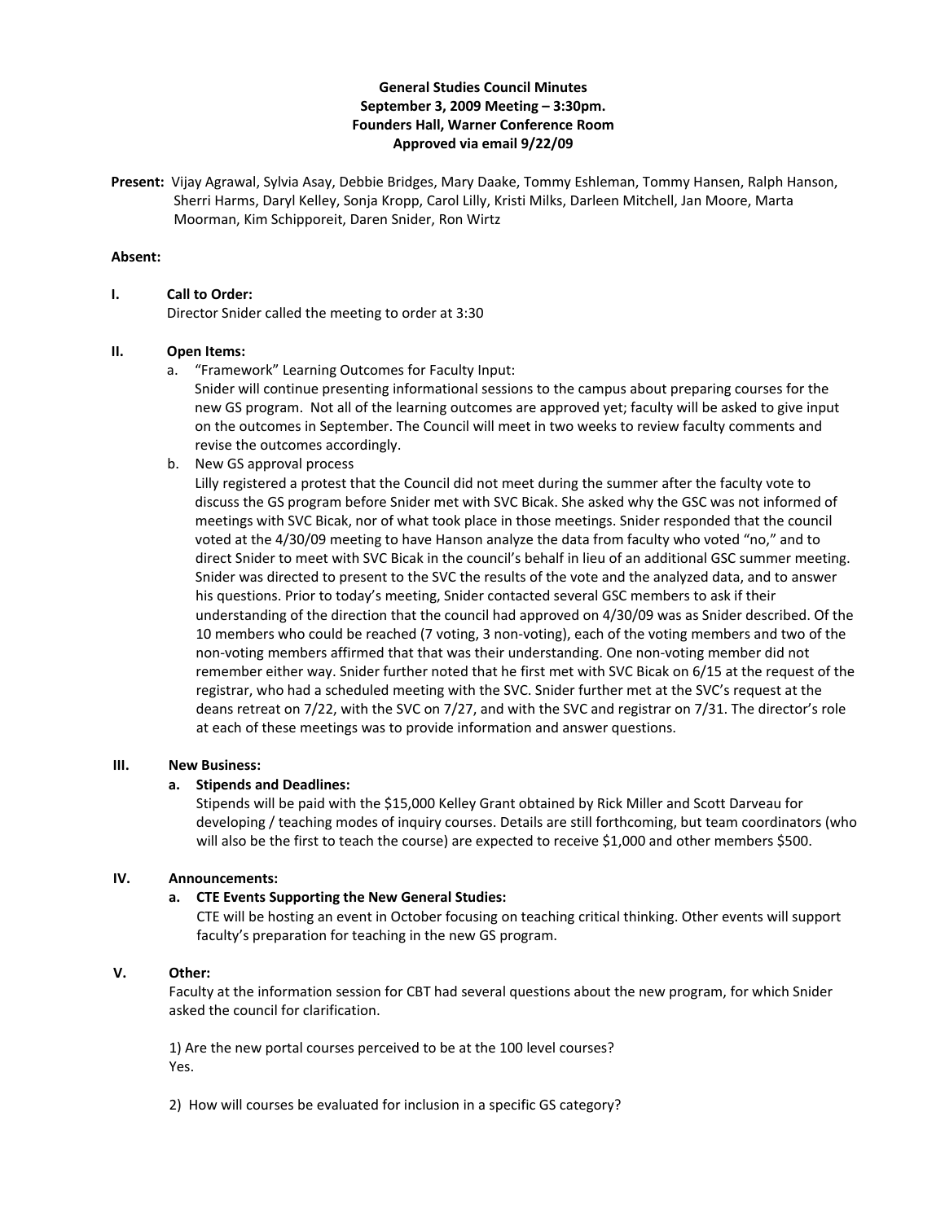**General Studies Council Minutes**
**September 3, 2009 Meeting – 3:30pm.**
**Founders Hall, Warner Conference Room**
**Approved via email 9/22/09**

**Present:** Vijay Agrawal, Sylvia Asay, Debbie Bridges, Mary Daake, Tommy Eshleman, Tommy Hansen, Ralph Hanson, Sherri Harms, Daryl Kelley, Sonja Kropp, Carol Lilly, Kristi Milks, Darleen Mitchell, Jan Moore, Marta Moorman, Kim Schipporeit, Daren Snider, Ron Wirtz

**Absent:**

**I. Call to Order:**
Director Snider called the meeting to order at 3:30

**II. Open Items:**

a. "Framework" Learning Outcomes for Faculty Input:
Snider will continue presenting informational sessions to the campus about preparing courses for the new GS program. Not all of the learning outcomes are approved yet; faculty will be asked to give input on the outcomes in September. The Council will meet in two weeks to review faculty comments and revise the outcomes accordingly.

b. New GS approval process
Lilly registered a protest that the Council did not meet during the summer after the faculty vote to discuss the GS program before Snider met with SVC Bicak. She asked why the GSC was not informed of meetings with SVC Bicak, nor of what took place in those meetings. Snider responded that the council voted at the 4/30/09 meeting to have Hanson analyze the data from faculty who voted "no," and to direct Snider to meet with SVC Bicak in the council's behalf in lieu of an additional GSC summer meeting. Snider was directed to present to the SVC the results of the vote and the analyzed data, and to answer his questions. Prior to today's meeting, Snider contacted several GSC members to ask if their understanding of the direction that the council had approved on 4/30/09 was as Snider described. Of the 10 members who could be reached (7 voting, 3 non-voting), each of the voting members and two of the non-voting members affirmed that that was their understanding. One non-voting member did not remember either way. Snider further noted that he first met with SVC Bicak on 6/15 at the request of the registrar, who had a scheduled meeting with the SVC. Snider further met at the SVC's request at the deans retreat on 7/22, with the SVC on 7/27, and with the SVC and registrar on 7/31. The director's role at each of these meetings was to provide information and answer questions.

**III. New Business:**

**a. Stipends and Deadlines:**
Stipends will be paid with the $15,000 Kelley Grant obtained by Rick Miller and Scott Darveau for developing / teaching modes of inquiry courses. Details are still forthcoming, but team coordinators (who will also be the first to teach the course) are expected to receive $1,000 and other members $500.

**IV. Announcements:**

**a. CTE Events Supporting the New General Studies:**
CTE will be hosting an event in October focusing on teaching critical thinking. Other events will support faculty's preparation for teaching in the new GS program.

**V. Other:**
Faculty at the information session for CBT had several questions about the new program, for which Snider asked the council for clarification.

1) Are the new portal courses perceived to be at the 100 level courses?
Yes.

2) How will courses be evaluated for inclusion in a specific GS category?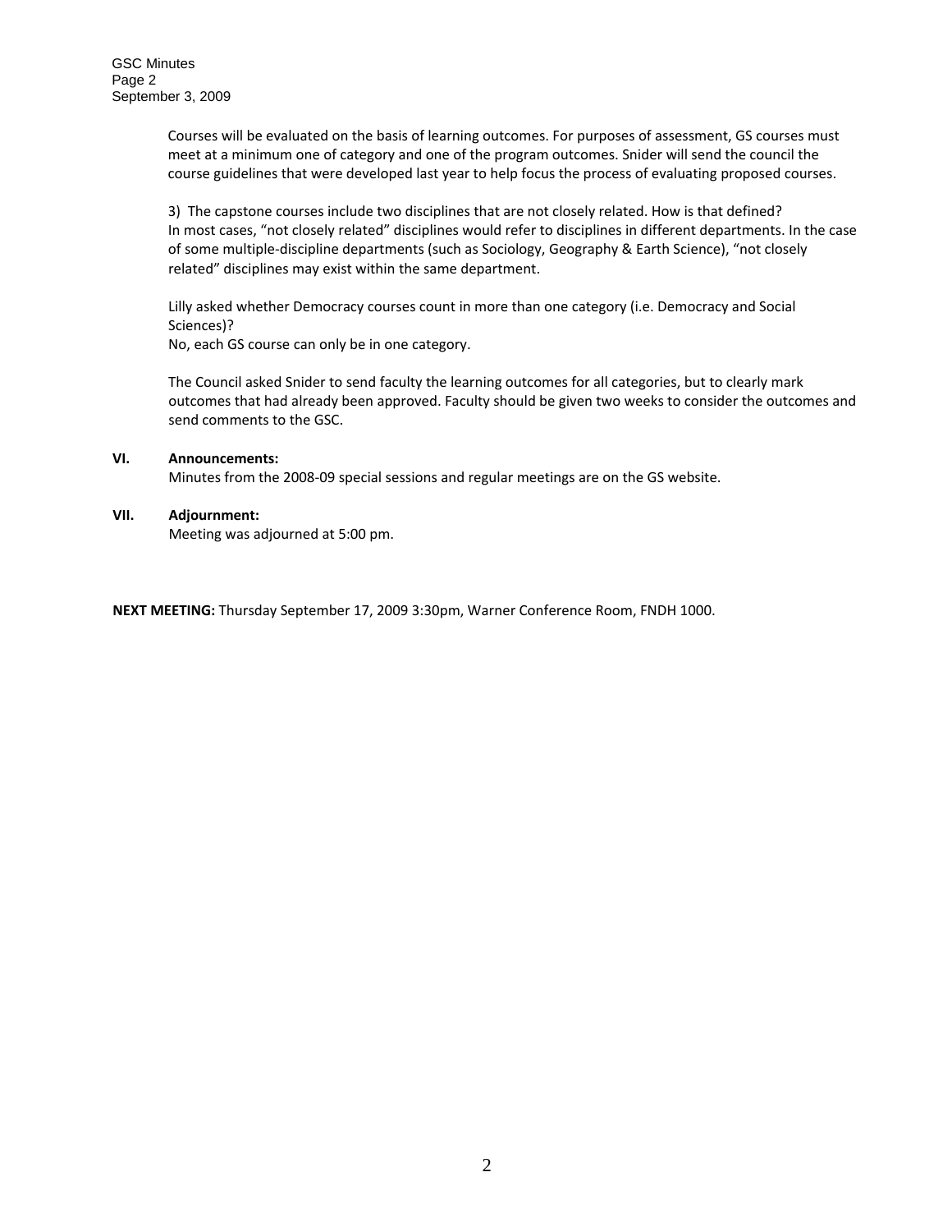Courses will be evaluated on the basis of learning outcomes. For purposes of assessment, GS courses must meet at a minimum one of category and one of the program outcomes. Snider will send the council the course guidelines that were developed last year to help focus the process of evaluating proposed courses.

3) The capstone courses include two disciplines that are not closely related. How is that defined?
In most cases, "not closely related" disciplines would refer to disciplines in different departments. In the case of some multiple-discipline departments (such as Sociology, Geography & Earth Science), "not closely related" disciplines may exist within the same department.

Lilly asked whether Democracy courses count in more than one category (i.e. Democracy and Social Sciences)?
No, each GS course can only be in one category.

The Council asked Snider to send faculty the learning outcomes for all categories, but to clearly mark outcomes that had already been approved. Faculty should be given two weeks to consider the outcomes and send comments to the GSC.

**VI. Announcements:**
Minutes from the 2008-09 special sessions and regular meetings are on the GS website.

**VII. Adjournment:**
Meeting was adjourned at 5:00 pm.

**NEXT MEETING:** Thursday September 17, 2009 3:30pm, Warner Conference Room, FNDH 1000.